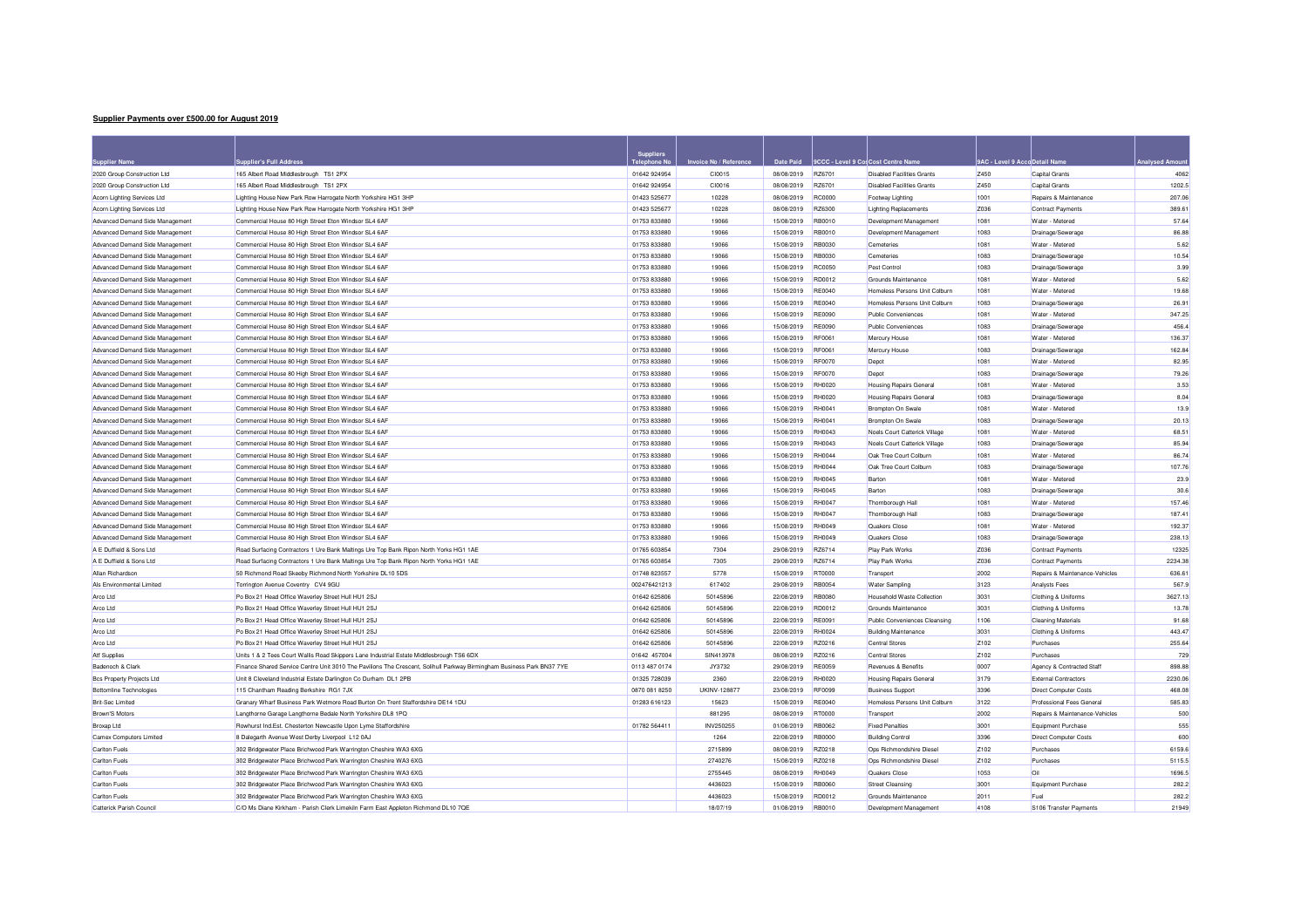**Supplier Payments over £500.00 for August 2019**

| Supplier Name | Supplier's Full Address | Suppliers Telephone No | Invoice No / Reference | Date Paid | 9CC - Level 9 Co Cost Centre Name | | 9AC - Level 9 Acco Detail Name | | Analysed Amount |
|---|---|---|---|---|---|---|---|---|---|
| 2020 Group Construction Ltd | 165 Albert Road Middlesbrough TS1 2PX | 01642 924954 | CI0015 | 08/08/2019 | RZ6701 | Disabled Facilities Grants | Z450 | Capital Grants | 4062 |
| 2020 Group Construction Ltd | 165 Albert Road Middlesbrough TS1 2PX | 01642 924954 | CI0016 | 08/08/2019 | RZ6701 | Disabled Facilities Grants | Z450 | Capital Grants | 1202.5 |
| Acorn Lighting Services Ltd | Lighting House New Park Row Harrogate North Yorkshire HG1 3HP | 01423 525677 | 10228 | 08/08/2019 | RC0000 | Footway Lighting | 1001 | Repairs & Maintenance | 207.06 |
| Acorn Lighting Services Ltd | Lighting House New Park Row Harrogate North Yorkshire HG1 3HP | 01423 525677 | 10228 | 08/08/2019 | RZ6300 | Lighting Replacements | Z036 | Contract Payments | 389.61 |
| Advanced Demand Side Management | Commercial House 80 High Street Eton Windsor SL4 6AF | 01753 833880 | 19066 | 15/08/2019 | RB0010 | Development Management | 1081 | Water - Metered | 57.64 |
| Advanced Demand Side Management | Commercial House 80 High Street Eton Windsor SL4 6AF | 01753 833880 | 19066 | 15/08/2019 | RB0010 | Development Management | 1083 | Drainage/Sewerage | 86.88 |
| Advanced Demand Side Management | Commercial House 80 High Street Eton Windsor SL4 6AF | 01753 833880 | 19066 | 15/08/2019 | RB0030 | Cemeteries | 1081 | Water - Metered | 5.62 |
| Advanced Demand Side Management | Commercial House 80 High Street Eton Windsor SL4 6AF | 01753 833880 | 19066 | 15/08/2019 | RB0030 | Cemeteries | 1083 | Drainage/Sewerage | 10.54 |
| Advanced Demand Side Management | Commercial House 80 High Street Eton Windsor SL4 6AF | 01753 833880 | 19066 | 15/08/2019 | RC0050 | Pest Control | 1083 | Drainage/Sewerage | 3.99 |
| Advanced Demand Side Management | Commercial House 80 High Street Eton Windsor SL4 6AF | 01753 833880 | 19066 | 15/08/2019 | RD0012 | Grounds Maintenance | 1081 | Water - Metered | 5.62 |
| Advanced Demand Side Management | Commercial House 80 High Street Eton Windsor SL4 6AF | 01753 833880 | 19066 | 15/08/2019 | RE0040 | Homeless Persons Unit Colburn | 1081 | Water - Metered | 19.68 |
| Advanced Demand Side Management | Commercial House 80 High Street Eton Windsor SL4 6AF | 01753 833880 | 19066 | 15/08/2019 | RE0040 | Homeless Persons Unit Colburn | 1083 | Drainage/Sewerage | 26.91 |
| Advanced Demand Side Management | Commercial House 80 High Street Eton Windsor SL4 6AF | 01753 833880 | 19066 | 15/08/2019 | RE0090 | Public Conveniences | 1081 | Water - Metered | 347.25 |
| Advanced Demand Side Management | Commercial House 80 High Street Eton Windsor SL4 6AF | 01753 833880 | 19066 | 15/08/2019 | RE0090 | Public Conveniences | 1083 | Drainage/Sewerage | 456.4 |
| Advanced Demand Side Management | Commercial House 80 High Street Eton Windsor SL4 6AF | 01753 833880 | 19066 | 15/08/2019 | RF0061 | Mercury House | 1081 | Water - Metered | 136.37 |
| Advanced Demand Side Management | Commercial House 80 High Street Eton Windsor SL4 6AF | 01753 833880 | 19066 | 15/08/2019 | RF0061 | Mercury House | 1083 | Drainage/Sewerage | 162.84 |
| Advanced Demand Side Management | Commercial House 80 High Street Eton Windsor SL4 6AF | 01753 833880 | 19066 | 15/08/2019 | RF0070 | Depot | 1081 | Water - Metered | 82.95 |
| Advanced Demand Side Management | Commercial House 80 High Street Eton Windsor SL4 6AF | 01753 833880 | 19066 | 15/08/2019 | RF0070 | Depot | 1083 | Drainage/Sewerage | 79.26 |
| Advanced Demand Side Management | Commercial House 80 High Street Eton Windsor SL4 6AF | 01753 833880 | 19066 | 15/08/2019 | RH0020 | Housing Repairs General | 1081 | Water - Metered | 3.53 |
| Advanced Demand Side Management | Commercial House 80 High Street Eton Windsor SL4 6AF | 01753 833880 | 19066 | 15/08/2019 | RH0020 | Housing Repairs General | 1083 | Drainage/Sewerage | 8.04 |
| Advanced Demand Side Management | Commercial House 80 High Street Eton Windsor SL4 6AF | 01753 833880 | 19066 | 15/08/2019 | RH0041 | Brompton On Swale | 1081 | Water - Metered | 13.9 |
| Advanced Demand Side Management | Commercial House 80 High Street Eton Windsor SL4 6AF | 01753 833880 | 19066 | 15/08/2019 | RH0041 | Brompton On Swale | 1083 | Drainage/Sewerage | 20.13 |
| Advanced Demand Side Management | Commercial House 80 High Street Eton Windsor SL4 6AF | 01753 833880 | 19066 | 15/08/2019 | RH0043 | Noels Court Catterick Village | 1081 | Water - Metered | 68.51 |
| Advanced Demand Side Management | Commercial House 80 High Street Eton Windsor SL4 6AF | 01753 833880 | 19066 | 15/08/2019 | RH0043 | Noels Court Catterick Village | 1083 | Drainage/Sewerage | 85.94 |
| Advanced Demand Side Management | Commercial House 80 High Street Eton Windsor SL4 6AF | 01753 833880 | 19066 | 15/08/2019 | RH0044 | Oak Tree Court Colburn | 1081 | Water - Metered | 86.74 |
| Advanced Demand Side Management | Commercial House 80 High Street Eton Windsor SL4 6AF | 01753 833880 | 19066 | 15/08/2019 | RH0044 | Oak Tree Court Colburn | 1083 | Drainage/Sewerage | 107.76 |
| Advanced Demand Side Management | Commercial House 80 High Street Eton Windsor SL4 6AF | 01753 833880 | 19066 | 15/08/2019 | RH0045 | Barton | 1081 | Water - Metered | 23.9 |
| Advanced Demand Side Management | Commercial House 80 High Street Eton Windsor SL4 6AF | 01753 833880 | 19066 | 15/08/2019 | RH0045 | Barton | 1083 | Drainage/Sewerage | 30.6 |
| Advanced Demand Side Management | Commercial House 80 High Street Eton Windsor SL4 6AF | 01753 833880 | 19066 | 15/08/2019 | RH0047 | Thornborough Hall | 1081 | Water - Metered | 157.46 |
| Advanced Demand Side Management | Commercial House 80 High Street Eton Windsor SL4 6AF | 01753 833880 | 19066 | 15/08/2019 | RH0047 | Thornborough Hall | 1083 | Drainage/Sewerage | 187.41 |
| Advanced Demand Side Management | Commercial House 80 High Street Eton Windsor SL4 6AF | 01753 833880 | 19066 | 15/08/2019 | RH0049 | Quakers Close | 1081 | Water - Metered | 192.37 |
| Advanced Demand Side Management | Commercial House 80 High Street Eton Windsor SL4 6AF | 01753 833880 | 19066 | 15/08/2019 | RH0049 | Quakers Close | 1083 | Drainage/Sewerage | 238.13 |
| A E Duffield & Sons Ltd | Road Surfacing Contractors 1 Ure Bank Maltings Ure Top Bank Ripon North Yorks HG1 1AE | 01765 603854 | 7304 | 29/08/2019 | RZ6714 | Play Park Works | Z036 | Contract Payments | 12325 |
| A E Duffield & Sons Ltd | Road Surfacing Contractors 1 Ure Bank Maltings Ure Top Bank Ripon North Yorks HG1 1AE | 01765 603854 | 7305 | 29/08/2019 | RZ6714 | Play Park Works | Z036 | Contract Payments | 2234.38 |
| Allan Richardson | 50 Richmond Road Skeeby Richmond North Yorkshire DL10 5DS | 01748 823557 | 5778 | 15/08/2019 | RT0000 | Transport | 2002 | Repairs & Maintenance-Vehicles | 636.61 |
| Als Environmental Limited | Torrington Avenue Coventry CV4 9GU | 002476421213 | 617402 | 29/08/2019 | RB0054 | Water Sampling | 3123 | Analysts Fees | 567.9 |
| Arco Ltd | Po Box 21 Head Office Waverley Street Hull HU1 2SJ | 01642 625806 | 50145896 | 22/08/2019 | RB0080 | Household Waste Collection | 3031 | Clothing & Uniforms | 3627.13 |
| Arco Ltd | Po Box 21 Head Office Waverley Street Hull HU1 2SJ | 01642 625806 | 50145896 | 22/08/2019 | RD0012 | Grounds Maintenance | 3031 | Clothing & Uniforms | 13.78 |
| Arco Ltd | Po Box 21 Head Office Waverley Street Hull HU1 2SJ | 01642 625806 | 50145896 | 22/08/2019 | RE0091 | Public Conveniences Cleansing | 1106 | Cleaning Materials | 91.68 |
| Arco Ltd | Po Box 21 Head Office Waverley Street Hull HU1 2SJ | 01642 625806 | 50145896 | 22/08/2019 | RH0024 | Building Maintenance | 3031 | Clothing & Uniforms | 443.47 |
| Arco Ltd | Po Box 21 Head Office Waverley Street Hull HU1 2SJ | 01642 625806 | 50145896 | 22/08/2019 | RZ0216 | Central Stores | Z102 | Purchases | 255.64 |
| Atf Supplies | Units 1 & 2 Tees Court Wallis Road Skippers Lane Industrial Estate Middlesbrough TS6 6DX | 01642 457004 | SIN413978 | 08/08/2019 | RZ0216 | Central Stores | Z102 | Purchases | 729 |
| Badenoch & Clark | Finance Shared Service Centre Unit 3010 The Pavilions The Crescent, Solihull Parkway Birmingham Business Park BN37 7YE | 0113 487 0174 | JY3732 | 29/08/2019 | RE0059 | Revenues & Benefits | 0007 | Agency & Contracted Staff | 898.88 |
| Bcs Property Projects Ltd | Unit 8 Cleveland Industrial Estate Darlington Co Durham DL1 2PB | 01325 728039 | 2360 | 22/08/2019 | RH0020 | Housing Repairs General | 3179 | External Contractors | 2230.06 |
| Bottomline Technologies | 115 Chantham Reading Berkshire RG1 7JX | 0870 081 8250 | UKINV-128877 | 23/08/2019 | RF0099 | Business Support | 3396 | Direct Computer Costs | 468.08 |
| Brit-Sec Limited | Granary Wharf Business Park Wetmore Road Burton On Trent Staffordshire DE14 1DU | 01283 616123 | 15623 | 15/08/2019 | RE0040 | Homeless Persons Unit Colburn | 3122 | Professional Fees General | 585.83 |
| Brown'S Motors | Langthorne Garage Langthorne Bedale North Yorkshire DL8 1PQ | | 881295 | 08/08/2019 | RT0000 | Transport | 2002 | Repairs & Maintenance-Vehicles | 500 |
| Broxap Ltd | Rowhurst Ind.Est. Chesterton Newcastle Upon Lyme Staffordshire | 01782 564411 | INV250255 | 01/08/2019 | RB0062 | Fixed Penalties | 3001 | Equipment Purchase | 555 |
| Camex Computers Limited | 8 Dalegarth Avenue West Derby Liverpool L12 0AJ | | 1264 | 22/08/2019 | RB0000 | Building Control | 3396 | Direct Computer Costs | 600 |
| Carlton Fuels | 302 Bridgewater Place Birchwood Park Warrington Cheshire WA3 6XG | | 2715899 | 08/08/2019 | RZ0218 | Ops Richmondshire Diesel | Z102 | Purchases | 6159.6 |
| Carlton Fuels | 302 Bridgewater Place Birchwood Park Warrington Cheshire WA3 6XG | | 2740276 | 15/08/2019 | RZ0218 | Ops Richmondshire Diesel | Z102 | Purchases | 5115.5 |
| Carlton Fuels | 302 Bridgewater Place Birchwood Park Warrington Cheshire WA3 6XG | | 2755445 | 08/08/2019 | RH0049 | Quakers Close | 1053 | Oil | 1696.5 |
| Carlton Fuels | 302 Bridgewater Place Birchwood Park Warrington Cheshire WA3 6XG | | 4436023 | 15/08/2019 | RB0060 | Street Cleansing | 3001 | Equipment Purchase | 282.2 |
| Carlton Fuels | 302 Bridgewater Place Birchwood Park Warrington Cheshire WA3 6XG | | 4436023 | 15/08/2019 | RD0012 | Grounds Maintenance | 2011 | Fuel | 282.2 |
| Catterick Parish Council | C/O Ms Diane Kirkham - Parish Clerk Limekiln Farm East Appleton Richmond DL10 7QE | | 18/07/19 | 01/08/2019 | RB0010 | Development Management | 4108 | S106 Transfer Payments | 21949 |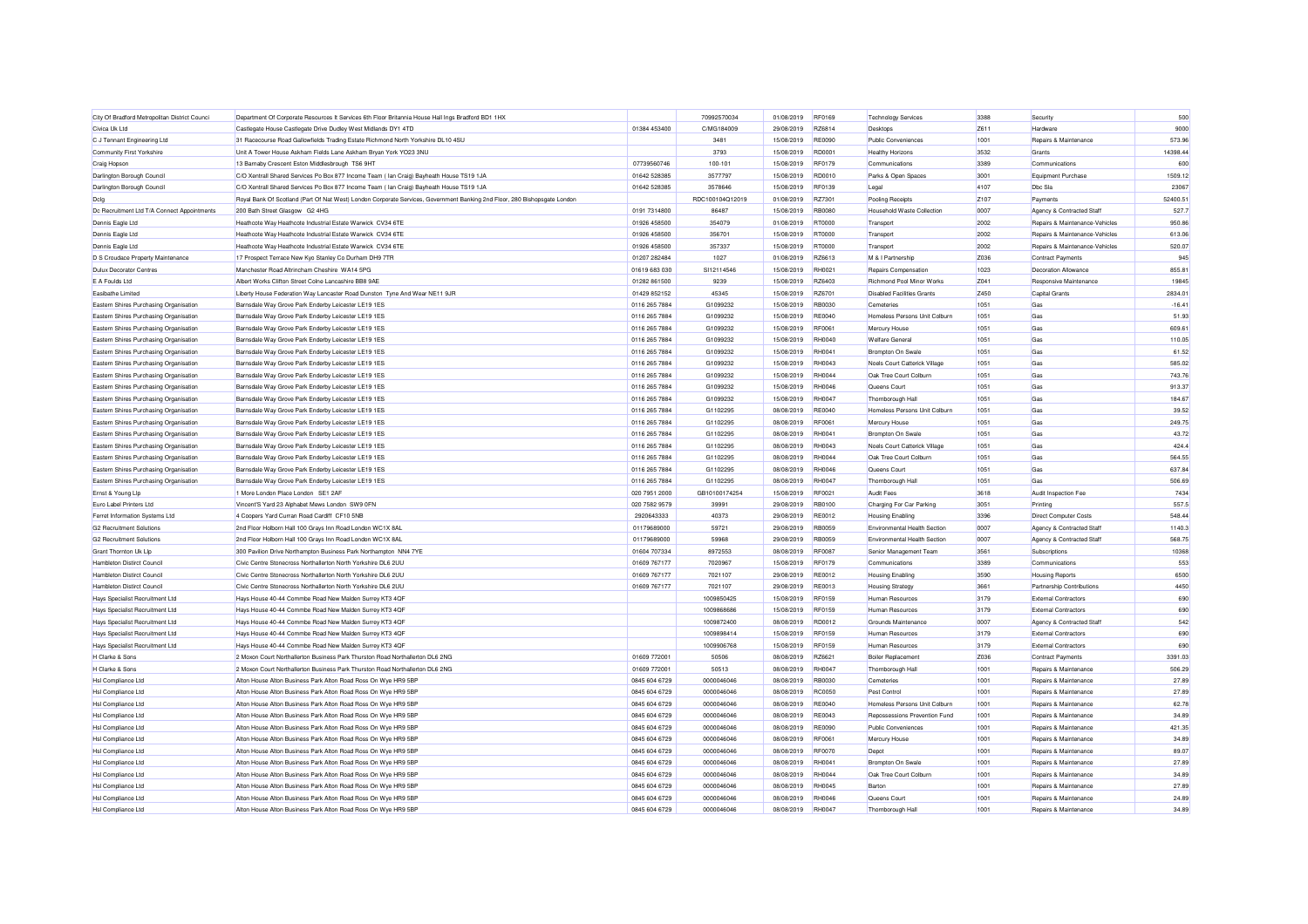| | | | | | | | | | |
|---|---|---|---|---|---|---|---|---|---|
| City Of Bradford Metropolitan District Counci | Department Of Corporate Resources It Services 6th Floor Britannia House Hall Ings Bradford BD1 1HX | | 70992570034 | 01/08/2019 | RF0169 | Technology Services | 3388 | Security | 500 |
| Civica Uk Ltd | Castlegate House Castlegate Drive Dudley West Midlands DY1 4TD | 01384 453400 | C/MG184009 | 29/08/2019 | RZ6814 | Desktops | Z611 | Hardware | 9000 |
| C J Tennant Engineering Ltd | 31 Racecourse Road Gallowfields Trading Estate Richmond North Yorkshire DL10 4SU | | 3481 | 15/08/2019 | RE0090 | Public Conveniences | 1001 | Repairs & Maintenance | 573.96 |
| Community First Yorkshire | Unit A Tower House Askham Fields Lane Askham Bryan York YO23 3NU | | 3793 | 15/08/2019 | RD0001 | Healthy Horizons | 3532 | Grants | 14398.44 |
| Craig Hopson | 13 Barnaby Crescent Eston Middlesbrough TS6 9HT | 07739560746 | 100-101 | 15/08/2019 | RF0179 | Communications | 3389 | Communications | 600 |
| Darlington Borough Council | C/O Xentrall Shared Services Po Box 877 Income Team ( Ian Craig) Bayheath House TS19 1JA | 01642 528385 | 3577797 | 15/08/2019 | RD0010 | Parks & Open Spaces | 3001 | Equipment Purchase | 1509.12 |
| Darlington Borough Council | C/O Xentrall Shared Services Po Box 877 Income Team ( Ian Craig) Bayheath House TS19 1JA | 01642 528385 | 3578646 | 15/08/2019 | RF0139 | Legal | 4107 | Dbc Sla | 23067 |
| Dclg | Royal Bank Of Scotland (Part Of Nat West) London Corporate Services, Government Banking 2nd Floor, 280 Bishopsgate London | | RDC100104Q12019 | 01/08/2019 | RZ7301 | Pooling Receipts | Z107 | Payments | 52400.51 |
| Dc Recruitment Ltd T/A Connect Appointments | 200 Bath Street Glasgow G2 4HG | 0191 7314800 | 86487 | 15/08/2019 | RB0080 | Household Waste Collection | 0007 | Agency & Contracted Staff | 527.7 |
| Dennis Eagle Ltd | Heathcote Way Heathcote Industrial Estate Warwick CV34 6TE | 01926 458500 | 354079 | 01/08/2019 | RT0000 | Transport | 2002 | Repairs & Maintenance-Vehicles | 950.86 |
| Dennis Eagle Ltd | Heathcote Way Heathcote Industrial Estate Warwick CV34 6TE | 01926 458500 | 356701 | 15/08/2019 | RT0000 | Transport | 2002 | Repairs & Maintenance-Vehicles | 613.06 |
| Dennis Eagle Ltd | Heathcote Way Heathcote Industrial Estate Warwick CV34 6TE | 01926 458500 | 357337 | 15/08/2019 | RT0000 | Transport | 2002 | Repairs & Maintenance-Vehicles | 520.07 |
| D S Croudace Property Maintenance | 17 Prospect Terrace New Kyo Stanley Co Durham DH9 7TR | 01207 282484 | 1027 | 01/08/2019 | RZ6613 | M & I Partnership | Z036 | Contract Payments | 945 |
| Dulux Decorator Centres | Manchester Road Altrincham Cheshire WA14 5PG | 01619 683 030 | SI12114546 | 15/08/2019 | RH0021 | Repairs Compensation | 1023 | Decoration Allowance | 855.81 |
| E A Foulds Ltd | Albert Works Clifton Street Colne Lancashire BB8 9AE | 01282 861500 | 9239 | 15/08/2019 | RZ6403 | Richmond Pool Minor Works | Z041 | Responsive Maintenance | 19845 |
| Easibathe Limited | Liberty House Federation Way Lancaster Road Dunston Tyne And Wear NE11 9JR | 01429 852152 | 45345 | 15/08/2019 | RZ6701 | Disabled Facilities Grants | Z450 | Capital Grants | 2834.01 |
| Eastern Shires Purchasing Organisation | Barnsdale Way Grove Park Enderby Leicester LE19 1ES | 0116 265 7884 | G1099232 | 15/08/2019 | RB0030 | Cemeteries | 1051 | Gas | -16.41 |
| Eastern Shires Purchasing Organisation | Barnsdale Way Grove Park Enderby Leicester LE19 1ES | 0116 265 7884 | G1099232 | 15/08/2019 | RE0040 | Homeless Persons Unit Colburn | 1051 | Gas | 51.93 |
| Eastern Shires Purchasing Organisation | Barnsdale Way Grove Park Enderby Leicester LE19 1ES | 0116 265 7884 | G1099232 | 15/08/2019 | RF0061 | Mercury House | 1051 | Gas | 609.61 |
| Eastern Shires Purchasing Organisation | Barnsdale Way Grove Park Enderby Leicester LE19 1ES | 0116 265 7884 | G1099232 | 15/08/2019 | RH0040 | Welfare General | 1051 | Gas | 110.05 |
| Eastern Shires Purchasing Organisation | Barnsdale Way Grove Park Enderby Leicester LE19 1ES | 0116 265 7884 | G1099232 | 15/08/2019 | RH0041 | Brompton On Swale | 1051 | Gas | 61.52 |
| Eastern Shires Purchasing Organisation | Barnsdale Way Grove Park Enderby Leicester LE19 1ES | 0116 265 7884 | G1099232 | 15/08/2019 | RH0043 | Noels Court Catterick Village | 1051 | Gas | 585.02 |
| Eastern Shires Purchasing Organisation | Barnsdale Way Grove Park Enderby Leicester LE19 1ES | 0116 265 7884 | G1099232 | 15/08/2019 | RH0044 | Oak Tree Court Colburn | 1051 | Gas | 743.76 |
| Eastern Shires Purchasing Organisation | Barnsdale Way Grove Park Enderby Leicester LE19 1ES | 0116 265 7884 | G1099232 | 15/08/2019 | RH0046 | Queens Court | 1051 | Gas | 913.37 |
| Eastern Shires Purchasing Organisation | Barnsdale Way Grove Park Enderby Leicester LE19 1ES | 0116 265 7884 | G1099232 | 15/08/2019 | RH0047 | Thornborough Hall | 1051 | Gas | 184.67 |
| Eastern Shires Purchasing Organisation | Barnsdale Way Grove Park Enderby Leicester LE19 1ES | 0116 265 7884 | G1102295 | 08/08/2019 | RE0040 | Homeless Persons Unit Colburn | 1051 | Gas | 39.52 |
| Eastern Shires Purchasing Organisation | Barnsdale Way Grove Park Enderby Leicester LE19 1ES | 0116 265 7884 | G1102295 | 08/08/2019 | RF0061 | Mercury House | 1051 | Gas | 249.75 |
| Eastern Shires Purchasing Organisation | Barnsdale Way Grove Park Enderby Leicester LE19 1ES | 0116 265 7884 | G1102295 | 08/08/2019 | RH0041 | Brompton On Swale | 1051 | Gas | 43.72 |
| Eastern Shires Purchasing Organisation | Barnsdale Way Grove Park Enderby Leicester LE19 1ES | 0116 265 7884 | G1102295 | 08/08/2019 | RH0043 | Noels Court Catterick Village | 1051 | Gas | 424.4 |
| Eastern Shires Purchasing Organisation | Barnsdale Way Grove Park Enderby Leicester LE19 1ES | 0116 265 7884 | G1102295 | 08/08/2019 | RH0044 | Oak Tree Court Colburn | 1051 | Gas | 564.55 |
| Eastern Shires Purchasing Organisation | Barnsdale Way Grove Park Enderby Leicester LE19 1ES | 0116 265 7884 | G1102295 | 08/08/2019 | RH0046 | Queens Court | 1051 | Gas | 637.84 |
| Eastern Shires Purchasing Organisation | Barnsdale Way Grove Park Enderby Leicester LE19 1ES | 0116 265 7884 | G1102295 | 08/08/2019 | RH0047 | Thornborough Hall | 1051 | Gas | 506.69 |
| Ernst & Young Llp | 1 More London Place London SE1 2AF | 020 7951 2000 | GB10100174254 | 15/08/2019 | RF0021 | Audit Fees | 3618 | Audit Inspection Fee | 7434 |
| Euro Label Printers Ltd | Vincent'S Yard 23 Alphabet Mews London SW9 0FN | 020 7582 9579 | 39991 | 29/08/2019 | RB0100 | Charging For Car Parking | 3051 | Printing | 557.5 |
| Ferret Information Systems Ltd | 4 Coopers Yard Curran Road Cardiff CF10 5NB | 2920643333 | 40373 | 29/08/2019 | RE0012 | Housing Enabling | 3396 | Direct Computer Costs | 548.44 |
| G2 Recruitment Solutions | 2nd Floor Holborn Hall 100 Grays Inn Road London WC1X 8AL | 01179689000 | 59721 | 29/08/2019 | RB0059 | Environmental Health Section | 0007 | Agency & Contracted Staff | 1140.3 |
| G2 Recruitment Solutions | 2nd Floor Holborn Hall 100 Grays Inn Road London WC1X 8AL | 01179689000 | 59968 | 29/08/2019 | RB0059 | Environmental Health Section | 0007 | Agency & Contracted Staff | 568.75 |
| Grant Thornton Uk Llp | 300 Pavilion Drive Northampton Business Park Northampton NN4 7YE | 01604 707334 | 8972553 | 08/08/2019 | RF0087 | Senior Management Team | 3561 | Subscriptions | 10368 |
| Hambleton District Council | Civic Centre Stonecross Northallerton North Yorkshire DL6 2UU | 01609 767177 | 7020967 | 15/08/2019 | RF0179 | Communications | 3389 | Communications | 553 |
| Hambleton District Council | Civic Centre Stonecross Northallerton North Yorkshire DL6 2UU | 01609 767177 | 7021107 | 29/08/2019 | RE0012 | Housing Enabling | 3590 | Housing Reports | 6500 |
| Hambleton District Council | Civic Centre Stonecross Northallerton North Yorkshire DL6 2UU | 01609 767177 | 7021107 | 29/08/2019 | RE0013 | Housing Strategy | 3661 | Partnership Contributions | 4450 |
| Hays Specialist Recruitment Ltd | Hays House 40-44 Commbe Road New Malden Surrey KT3 4QF | | 1009850425 | 15/08/2019 | RF0159 | Human Resources | 3179 | External Contractors | 690 |
| Hays Specialist Recruitment Ltd | Hays House 40-44 Commbe Road New Malden Surrey KT3 4QF | | 1009868686 | 15/08/2019 | RF0159 | Human Resources | 3179 | External Contractors | 690 |
| Hays Specialist Recruitment Ltd | Hays House 40-44 Commbe Road New Malden Surrey KT3 4QF | | 1009872400 | 08/08/2019 | RD0012 | Grounds Maintenance | 0007 | Agency & Contracted Staff | 542 |
| Hays Specialist Recruitment Ltd | Hays House 40-44 Commbe Road New Malden Surrey KT3 4QF | | 1009898414 | 15/08/2019 | RF0159 | Human Resources | 3179 | External Contractors | 690 |
| Hays Specialist Recruitment Ltd | Hays House 40-44 Commbe Road New Malden Surrey KT3 4QF | | 1009906768 | 15/08/2019 | RF0159 | Human Resources | 3179 | External Contractors | 690 |
| H Clarke & Sons | 2 Moxon Court Northallerton Business Park Thurston Road Northallerton DL6 2NG | 01609 772001 | 50506 | 08/08/2019 | RZ6621 | Boiler Replacement | Z036 | Contract Payments | 3391.03 |
| H Clarke & Sons | 2 Moxon Court Northallerton Business Park Thurston Road Northallerton DL6 2NG | 01609 772001 | 50513 | 08/08/2019 | RH0047 | Thornborough Hall | 1001 | Repairs & Maintenance | 506.29 |
| Hsl Compliance Ltd | Alton House Alton Business Park Alton Road Ross On Wye HR9 5BP | 0845 604 6729 | 0000046046 | 08/08/2019 | RB0030 | Cemeteries | 1001 | Repairs & Maintenance | 27.89 |
| Hsl Compliance Ltd | Alton House Alton Business Park Alton Road Ross On Wye HR9 5BP | 0845 604 6729 | 0000046046 | 08/08/2019 | RC0050 | Pest Control | 1001 | Repairs & Maintenance | 27.89 |
| Hsl Compliance Ltd | Alton House Alton Business Park Alton Road Ross On Wye HR9 5BP | 0845 604 6729 | 0000046046 | 08/08/2019 | RE0040 | Homeless Persons Unit Colburn | 1001 | Repairs & Maintenance | 62.78 |
| Hsl Compliance Ltd | Alton House Alton Business Park Alton Road Ross On Wye HR9 5BP | 0845 604 6729 | 0000046046 | 08/08/2019 | RE0043 | Repossessions Prevention Fund | 1001 | Repairs & Maintenance | 34.89 |
| Hsl Compliance Ltd | Alton House Alton Business Park Alton Road Ross On Wye HR9 5BP | 0845 604 6729 | 0000046046 | 08/08/2019 | RE0090 | Public Conveniences | 1001 | Repairs & Maintenance | 421.35 |
| Hsl Compliance Ltd | Alton House Alton Business Park Alton Road Ross On Wye HR9 5BP | 0845 604 6729 | 0000046046 | 08/08/2019 | RF0061 | Mercury House | 1001 | Repairs & Maintenance | 34.89 |
| Hsl Compliance Ltd | Alton House Alton Business Park Alton Road Ross On Wye HR9 5BP | 0845 604 6729 | 0000046046 | 08/08/2019 | RF0070 | Depot | 1001 | Repairs & Maintenance | 89.07 |
| Hsl Compliance Ltd | Alton House Alton Business Park Alton Road Ross On Wye HR9 5BP | 0845 604 6729 | 0000046046 | 08/08/2019 | RH0041 | Brompton On Swale | 1001 | Repairs & Maintenance | 27.89 |
| Hsl Compliance Ltd | Alton House Alton Business Park Alton Road Ross On Wye HR9 5BP | 0845 604 6729 | 0000046046 | 08/08/2019 | RH0044 | Oak Tree Court Colburn | 1001 | Repairs & Maintenance | 34.89 |
| Hsl Compliance Ltd | Alton House Alton Business Park Alton Road Ross On Wye HR9 5BP | 0845 604 6729 | 0000046046 | 08/08/2019 | RH0045 | Barton | 1001 | Repairs & Maintenance | 27.89 |
| Hsl Compliance Ltd | Alton House Alton Business Park Alton Road Ross On Wye HR9 5BP | 0845 604 6729 | 0000046046 | 08/08/2019 | RH0046 | Queens Court | 1001 | Repairs & Maintenance | 24.89 |
| Hsl Compliance Ltd | Alton House Alton Business Park Alton Road Ross On Wye HR9 5BP | 0845 604 6729 | 0000046046 | 08/08/2019 | RH0047 | Thornborough Hall | 1001 | Repairs & Maintenance | 34.89 |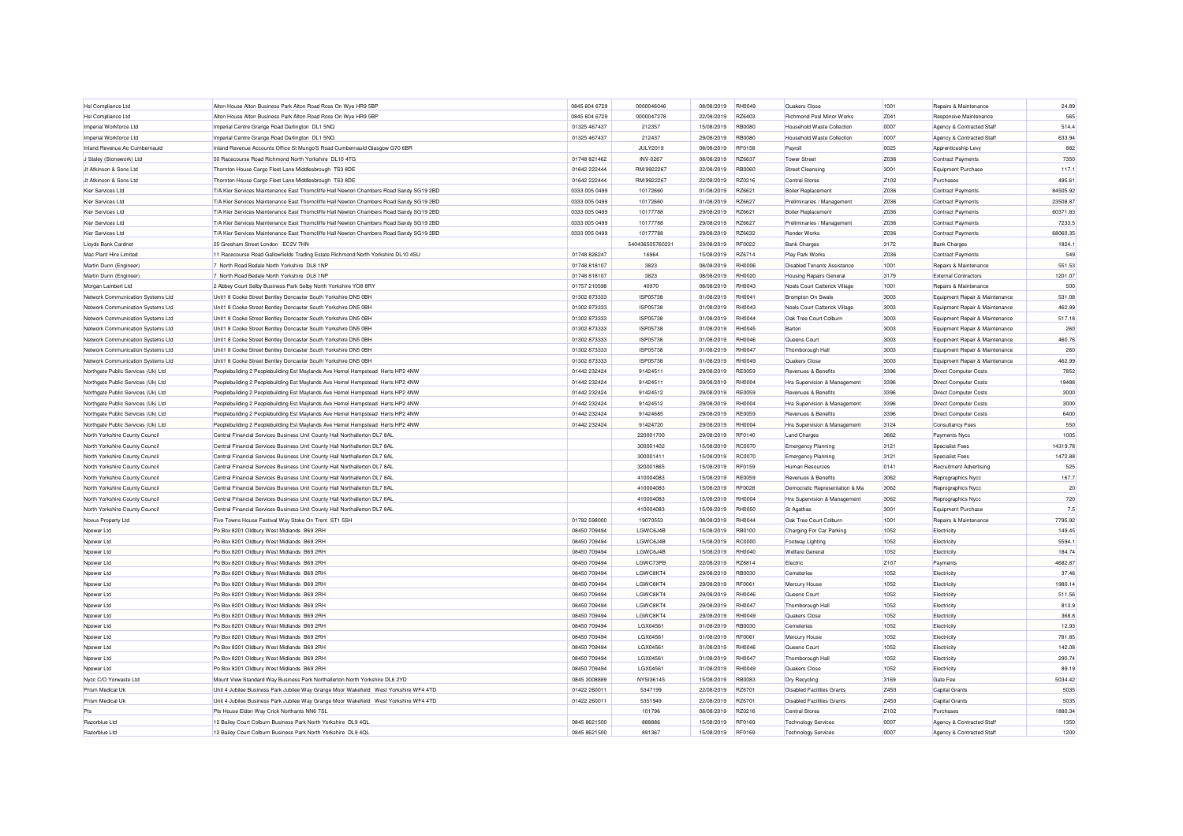| | | | | | | | | | |
|---|---|---|---|---|---|---|---|---|---|
| Hsl Compliance Ltd | Alton House Alton Business Park Alton Road Ross On Wye HR9 5BP | 0845 604 6729 | 0000046046 | 08/08/2019 | RH0049 | Quakers Close | 1001 | Repairs & Maintenance | 24.89 |
| Hsl Compliance Ltd | Alton House Alton Business Park Alton Road Ross On Wye HR9 5BP | 0845 604 6729 | 0000047278 | 22/08/2019 | RZ6403 | Richmond Pool Minor Works | Z041 | Responsive Maintenance | 565 |
| Imperial Workforce Ltd | Imperial Centre Grange Road Darlington DL1 5NQ | 01325 467437 | 212357 | 15/08/2019 | RB0080 | Household Waste Collection | 0007 | Agency & Contracted Staff | 514.4 |
| Imperial Workforce Ltd | Imperial Centre Grange Road Darlington DL1 5NQ | 01325 467437 | 212437 | 29/08/2019 | RB0080 | Household Waste Collection | 0007 | Agency & Contracted Staff | 633.94 |
| Inland Revenue Ao Cumbernauld | Inland Revenue Accounts Office St Mungo'S Road Cumbernauld Glasgow G70 6BR | | JULY2019 | 08/08/2019 | RF0158 | Payroll | 0025 | Apprenticeship Levy | 882 |
| J Staley (Stonework) Ltd | 50 Racecourse Road Richmond North Yorkshire DL10 4TG | 01748 821462 | INV-0267 | 08/08/2019 | RZ6637 | Tower Street | Z036 | Contract Payments | 7350 |
| Jt Atkinson & Sons Ltd | Thornton House Cargo Fleet Lane Middlesbrough TS3 8DE | 01642 222444 | RM/9922267 | 22/08/2019 | RB0060 | Street Cleansing | 3001 | Equipment Purchase | 117.1 |
| Jt Atkinson & Sons Ltd | Thornton House Cargo Fleet Lane Middlesbrough TS3 8DE | 01642 222444 | RM/9922267 | 22/08/2019 | RZ0216 | Central Stores | Z102 | Purchases | 495.61 |
| Kier Services Ltd | T/A Kier Services Maintenance East Thorncliffe Hall Newton Chambers Road Sandy SG19 2BD | 0333 005 0499 | 10172660 | 01/08/2019 | RZ6621 | Boiler Replacement | Z036 | Contract Payments | 84505.92 |
| Kier Services Ltd | T/A Kier Services Maintenance East Thorncliffe Hall Newton Chambers Road Sandy SG19 2BD | 0333 005 0499 | 10172660 | 01/08/2019 | RZ6627 | Preliminaries / Management | Z036 | Contract Payments | 23508.87 |
| Kier Services Ltd | T/A Kier Services Maintenance East Thorncliffe Hall Newton Chambers Road Sandy SG19 2BD | 0333 005 0499 | 10177788 | 29/08/2019 | RZ6621 | Boiler Replacement | Z036 | Contract Payments | 60371.83 |
| Kier Services Ltd | T/A Kier Services Maintenance East Thorncliffe Hall Newton Chambers Road Sandy SG19 2BD | 0333 005 0499 | 10177788 | 29/08/2019 | RZ6627 | Preliminaries / Management | Z036 | Contract Payments | 7233.5 |
| Kier Services Ltd | T/A Kier Services Maintenance East Thorncliffe Hall Newton Chambers Road Sandy SG19 2BD | 0333 005 0499 | 10177788 | 29/08/2019 | RZ6632 | Render Works | Z036 | Contract Payments | 68060.35 |
| Lloyds Bank Cardnet | 25 Gresham Street London EC2V 7HN | | 540436505760231 | 23/08/2019 | RF0022 | Bank Charges | 3172 | Bank Charges | 1824.1 |
| Mac Plant Hire Limited | 11 Racecourse Road Gallowfields Trading Estate Richmond North Yorkshire DL10 4SU | 01748 826247 | 16964 | 15/08/2019 | RZ6714 | Play Park Works | Z036 | Contract Payments | 549 |
| Martin Dunn (Engineer) | 7 North Road Bedale North Yorkshire DL8 1NP | 01748 818107 | 3823 | 08/08/2019 | RH0006 | Disabled Tenants Assistance | 1001 | Repairs & Maintenance | 551.53 |
| Martin Dunn (Engineer) | 7 North Road Bedale North Yorkshire DL8 1NP | 01748 818107 | 3823 | 08/08/2019 | RH0020 | Housing Repairs General | 3179 | External Contractors | 1201.07 |
| Morgan Lambert Ltd | 2 Abbey Court Selby Business Park Selby North Yorkshire YO8 8RY | 01757 210598 | 40970 | 08/08/2019 | RH0043 | Noels Court Catterick Village | 1001 | Repairs & Maintenance | 500 |
| Network Communication Systems Ltd | Unit1 8 Cooke Street Bentley Doncaster South Yorkshire DN5 0BH | 01302 873333 | ISP05738 | 01/08/2019 | RH0041 | Brompton On Swale | 3003 | Equipment Repair & Maintenance | 531.08 |
| Network Communication Systems Ltd | Unit1 8 Cooke Street Bentley Doncaster South Yorkshire DN5 0BH | 01302 873333 | ISP05738 | 01/08/2019 | RH0043 | Noels Court Catterick Village | 3003 | Equipment Repair & Maintenance | 462.99 |
| Network Communication Systems Ltd | Unit1 8 Cooke Street Bentley Doncaster South Yorkshire DN5 0BH | 01302 873333 | ISP05738 | 01/08/2019 | RH0044 | Oak Tree Court Colburn | 3003 | Equipment Repair & Maintenance | 517.18 |
| Network Communication Systems Ltd | Unit1 8 Cooke Street Bentley Doncaster South Yorkshire DN5 0BH | 01302 873333 | ISP05738 | 01/08/2019 | RH0045 | Barton | 3003 | Equipment Repair & Maintenance | 260 |
| Network Communication Systems Ltd | Unit1 8 Cooke Street Bentley Doncaster South Yorkshire DN5 0BH | 01302 873333 | ISP05738 | 01/08/2019 | RH0046 | Queens Court | 3003 | Equipment Repair & Maintenance | 460.76 |
| Network Communication Systems Ltd | Unit1 8 Cooke Street Bentley Doncaster South Yorkshire DN5 0BH | 01302 873333 | ISP05738 | 01/08/2019 | RH0047 | Thornborough Hall | 3003 | Equipment Repair & Maintenance | 260 |
| Network Communication Systems Ltd | Unit1 8 Cooke Street Bentley Doncaster South Yorkshire DN5 0BH | 01302 873333 | ISP05738 | 01/08/2019 | RH0049 | Quakers Close | 3003 | Equipment Repair & Maintenance | 462.99 |
| Northgate Public Services (Uk) Ltd | Peoplebuilding 2 Peoplebuilding Est Maylands Ave Hemel Hempstead Herts HP2 4NW | 01442 232424 | 91424511 | 29/08/2019 | RE0059 | Revenues & Benefits | 3396 | Direct Computer Costs | 7852 |
| Northgate Public Services (Uk) Ltd | Peoplebuilding 2 Peoplebuilding Est Maylands Ave Hemel Hempstead Herts HP2 4NW | 01442 232424 | 91424511 | 29/08/2019 | RH0004 | Hra Supervision & Management | 3396 | Direct Computer Costs | 19488 |
| Northgate Public Services (Uk) Ltd | Peoplebuilding 2 Peoplebuilding Est Maylands Ave Hemel Hempstead Herts HP2 4NW | 01442 232424 | 91424512 | 29/08/2019 | RE0059 | Revenues & Benefits | 3396 | Direct Computer Costs | 3000 |
| Northgate Public Services (Uk) Ltd | Peoplebuilding 2 Peoplebuilding Est Maylands Ave Hemel Hempstead Herts HP2 4NW | 01442 232424 | 91424512 | 29/08/2019 | RH0004 | Hra Supervision & Management | 3396 | Direct Computer Costs | 3000 |
| Northgate Public Services (Uk) Ltd | Peoplebuilding 2 Peoplebuilding Est Maylands Ave Hemel Hempstead Herts HP2 4NW | 01442 232424 | 91424685 | 29/08/2019 | RE0059 | Revenues & Benefits | 3396 | Direct Computer Costs | 6400 |
| Northgate Public Services (Uk) Ltd | Peoplebuilding 2 Peoplebuilding Est Maylands Ave Hemel Hempstead Herts HP2 4NW | 01442 232424 | 91424720 | 29/08/2019 | RH0004 | Hra Supervision & Management | 3124 | Consultancy Fees | 550 |
| North Yorkshire County Council | Central Financial Services Business Unit County Hall Northallerton DL7 8AL | | 220001700 | 29/08/2019 | RF0140 | Land Charges | 3662 | Payments Nycc | 1005 |
| North Yorkshire County Council | Central Financial Services Business Unit County Hall Northallerton DL7 8AL | | 300001402 | 15/08/2019 | RC0070 | Emergency Planning | 3121 | Specialist Fees | 14319.78 |
| North Yorkshire County Council | Central Financial Services Business Unit County Hall Northallerton DL7 8AL | | 300001411 | 15/08/2019 | RC0070 | Emergency Planning | 3121 | Specialist Fees | 1472.88 |
| North Yorkshire County Council | Central Financial Services Business Unit County Hall Northallerton DL7 8AL | | 320001865 | 15/08/2019 | RF0159 | Human Resources | 0141 | Recruitment Advertising | 525 |
| North Yorkshire County Council | Central Financial Services Business Unit County Hall Northallerton DL7 8AL | | 410004083 | 15/08/2019 | RE0059 | Revenues & Benefits | 3062 | Reprographics Nycc | 167.7 |
| North Yorkshire County Council | Central Financial Services Business Unit County Hall Northallerton DL7 8AL | | 410004083 | 15/08/2019 | RF0028 | Democratic Representation & Ma | 3062 | Reprographics Nycc | 20 |
| North Yorkshire County Council | Central Financial Services Business Unit County Hall Northallerton DL7 8AL | | 410004083 | 15/08/2019 | RH0004 | Hra Supervision & Management | 3062 | Reprographics Nycc | 720 |
| North Yorkshire County Council | Central Financial Services Business Unit County Hall Northallerton DL7 8AL | | 410004083 | 15/08/2019 | RH0050 | St Agathas | 3001 | Equipment Purchase | 7.5 |
| Novus Property Ltd | Five Towns House Festival Way Stoke On Trent ST1 5SH | 01782 598000 | 19070553 | 08/08/2019 | RH0044 | Oak Tree Court Colburn | 1001 | Repairs & Maintenance | 7795.92 |
| Npower Ltd | Po Box 8201 Oldbury West Midlands B69 2RH | 08450 709494 | LGWC6J4B | 15/08/2019 | RB0100 | Charging For Car Parking | 1052 | Electricity | 149.45 |
| Npower Ltd | Po Box 8201 Oldbury West Midlands B69 2RH | 08450 709494 | LGWC6J4B | 15/08/2019 | RC0000 | Footway Lighting | 1052 | Electricity | 5594.1 |
| Npower Ltd | Po Box 8201 Oldbury West Midlands B69 2RH | 08450 709494 | LGWC6J4B | 15/08/2019 | RH0040 | Welfare General | 1052 | Electricity | 184.74 |
| Npower Ltd | Po Box 8201 Oldbury West Midlands B69 2RH | 08450 709494 | LGWC73PB | 22/08/2019 | RZ8814 | Electric | Z107 | Payments | 4682.87 |
| Npower Ltd | Po Box 8201 Oldbury West Midlands B69 2RH | 08450 709494 | LGWC8KT4 | 29/08/2019 | RB0030 | Cemeteries | 1052 | Electricity | 37.46 |
| Npower Ltd | Po Box 8201 Oldbury West Midlands B69 2RH | 08450 709494 | LGWC8KT4 | 29/08/2019 | RF0061 | Mercury House | 1052 | Electricity | 1980.14 |
| Npower Ltd | Po Box 8201 Oldbury West Midlands B69 2RH | 08450 709494 | LGWC8KT4 | 29/08/2019 | RH0046 | Queens Court | 1052 | Electricity | 511.56 |
| Npower Ltd | Po Box 8201 Oldbury West Midlands B69 2RH | 08450 709494 | LGWC8KT4 | 29/08/2019 | RH0047 | Thornborough Hall | 1052 | Electricity | 813.9 |
| Npower Ltd | Po Box 8201 Oldbury West Midlands B69 2RH | 08450 709494 | LGWC8KT4 | 29/08/2019 | RH0049 | Quakers Close | 1052 | Electricity | 368.8 |
| Npower Ltd | Po Box 8201 Oldbury West Midlands B69 2RH | 08450 709494 | LGX04561 | 01/08/2019 | RB0030 | Cemeteries | 1052 | Electricity | 12.93 |
| Npower Ltd | Po Box 8201 Oldbury West Midlands B69 2RH | 08450 709494 | LGX04561 | 01/08/2019 | RF0061 | Mercury House | 1052 | Electricity | 781.85 |
| Npower Ltd | Po Box 8201 Oldbury West Midlands B69 2RH | 08450 709494 | LGX04561 | 01/08/2019 | RH0046 | Queens Court | 1052 | Electricity | 142.08 |
| Npower Ltd | Po Box 8201 Oldbury West Midlands B69 2RH | 08450 709494 | LGX04561 | 01/08/2019 | RH0047 | Thornborough Hall | 1052 | Electricity | 290.74 |
| Npower Ltd | Po Box 8201 Oldbury West Midlands B69 2RH | 08450 709494 | LGX04561 | 01/08/2019 | RH0049 | Quakers Close | 1052 | Electricity | 89.19 |
| Nycc C/O Yorwaste Ltd | Mount View Standard Way Business Park Northallerton North Yorkshire DL6 2YD | 0845 3008889 | NYSI36145 | 15/08/2019 | RB0083 | Dry Recycling | 3169 | Gate Fee | 5034.42 |
| Prism Medical Uk | Unit 4 Jubilee Business Park Jubilee Way Grange Moor Wakefield West Yorkshire WF4 4TD | 01422 260011 | 5347199 | 22/08/2019 | RZ6701 | Disabled Facilities Grants | Z450 | Capital Grants | 5035 |
| Prism Medical Uk | Unit 4 Jubilee Business Park Jubilee Way Grange Moor Wakefield West Yorkshire WF4 4TD | 01422 260011 | 5351949 | 22/08/2019 | RZ6701 | Disabled Facilities Grants | Z450 | Capital Grants | 5035 |
| Pts | Pts House Eldon Way Crick Northants NN6 7SL | | 101796 | 08/08/2019 | RZ0216 | Central Stores | Z102 | Purchases | 1880.34 |
| Razorblue Ltd | 12 Bailey Court Colburn Business Park North Yorkshire DL9 4QL | 0845 8621500 | 888886 | 15/08/2019 | RF0169 | Technology Services | 0007 | Agency & Contracted Staff | 1350 |
| Razorblue Ltd | 12 Bailey Court Colburn Business Park North Yorkshire DL9 4QL | 0845 8621500 | 891367 | 15/08/2019 | RF0169 | Technology Services | 0007 | Agency & Contracted Staff | 1200 |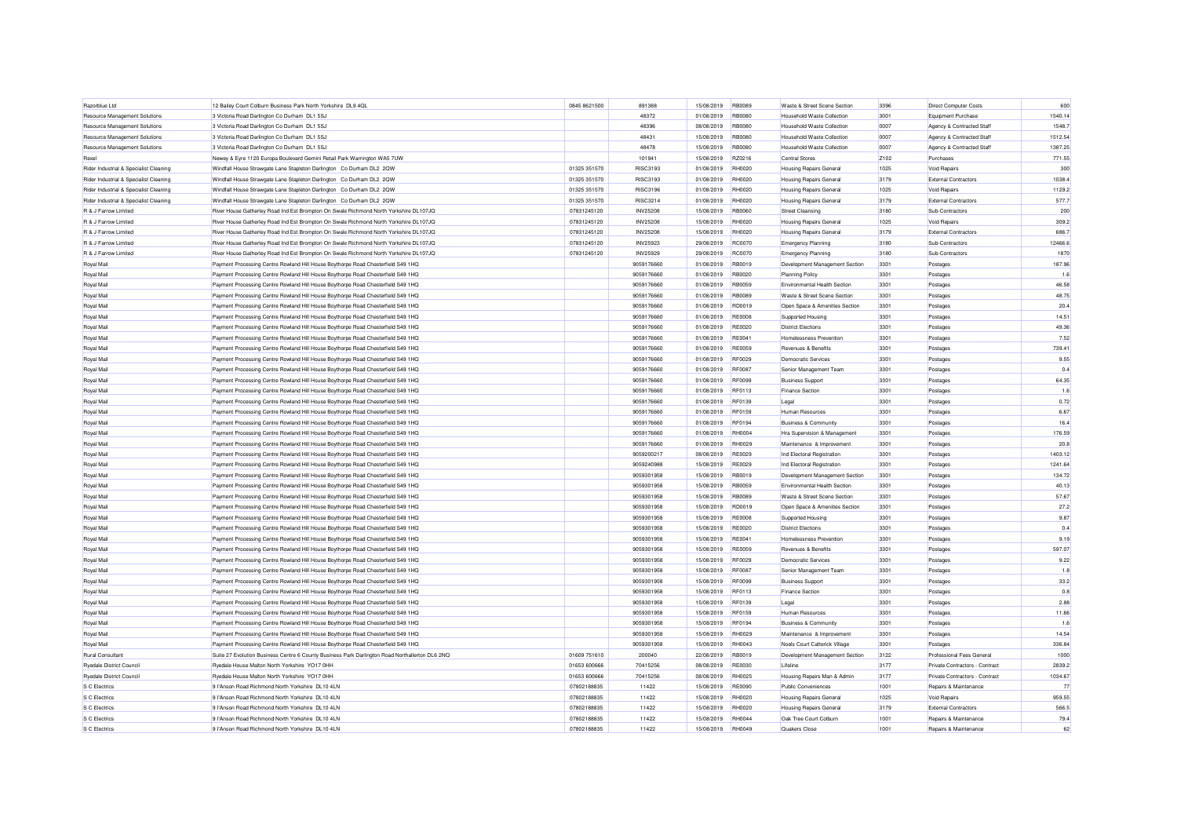| Razorblue Ltd | 12 Bailey Court Colburn Business Park North Yorkshire DL9 4QL | 0845 8621500 | 891388 | 15/08/2019 | RB0089 | Waste & Street Scene Section | 3396 | Direct Computer Costs | 600 |
|---|---|---|---|---|---|---|---|---|---|
| Resource Management Solutions | 3 Victoria Road Darlington Co Durham DL1 5SJ | | 48372 | 01/08/2019 | RB0080 | Household Waste Collection | 3001 | Equipment Purchase | 1540.14 |
| Resource Management Solutions | 3 Victoria Road Darlington Co Durham DL1 5SJ | | 48396 | 08/08/2019 | RB0080 | Household Waste Collection | 0007 | Agency & Contracted Staff | 1548.7 |
| Resource Management Solutions | 3 Victoria Road Darlington Co Durham DL1 5SJ | | 48431 | 15/08/2019 | RB0080 | Household Waste Collection | 0007 | Agency & Contracted Staff | 1512.54 |
| Resource Management Solutions | 3 Victoria Road Darlington Co Durham DL1 5SJ | | 48478 | 15/08/2019 | RB0080 | Household Waste Collection | 0007 | Agency & Contracted Staff | 1387.25 |
| Rexel | Newey & Eyre 1120 Europa Boulevard Gemini Retail Park Warrington WA5 7UW | | 101941 | 15/08/2019 | RZ0216 | Central Stores | Z102 | Purchases | 771.55 |
| Rider Industrial & Specialist Cleaning | Windfall House Strawgate Lane Stapleton Darlington Co Durham DL2 2QW | 01325 351570 | RISC3193 | 01/08/2019 | RH0020 | Housing Repairs General | 1025 | Void Repairs | 300 |
| Rider Industrial & Specialist Cleaning | Windfall House Strawgate Lane Stapleton Darlington Co Durham DL2 2QW | 01325 351570 | RISC3193 | 01/08/2019 | RH0020 | Housing Repairs General | 3179 | External Contractors | 1038.4 |
| Rider Industrial & Specialist Cleaning | Windfall House Strawgate Lane Stapleton Darlington Co Durham DL2 2QW | 01325 351570 | RISC3196 | 01/08/2019 | RH0020 | Housing Repairs General | 1025 | Void Repairs | 1129.2 |
| Rider Industrial & Specialist Cleaning | Windfall House Strawgate Lane Stapleton Darlington Co Durham DL2 2QW | 01325 351570 | RISC3214 | 01/08/2019 | RH0020 | Housing Repairs General | 3179 | External Contractors | 577.7 |
| R & J Farrow Limited | River House Gatherley Road Ind Est Brompton On Swale Richmond North Yorkshire DL107JQ | 07831245120 | INV25208 | 15/08/2019 | RB0060 | Street Cleansing | 3180 | Sub-Contractors | 200 |
| R & J Farrow Limited | River House Gatherley Road Ind Est Brompton On Swale Richmond North Yorkshire DL107JQ | 07831245120 | INV25208 | 15/08/2019 | RH0020 | Housing Repairs General | 1025 | Void Repairs | 309.2 |
| R & J Farrow Limited | River House Gatherley Road Ind Est Brompton On Swale Richmond North Yorkshire DL107JQ | 07831245120 | INV25208 | 15/08/2019 | RH0020 | Housing Repairs General | 3179 | External Contractors | 686.7 |
| R & J Farrow Limited | River House Gatherley Road Ind Est Brompton On Swale Richmond North Yorkshire DL107JQ | 07831245120 | INV25923 | 29/08/2019 | RC0070 | Emergency Planning | 3180 | Sub-Contractors | 12466.6 |
| R & J Farrow Limited | River House Gatherley Road Ind Est Brompton On Swale Richmond North Yorkshire DL107JQ | 07831245120 | INV25929 | 29/08/2019 | RC0070 | Emergency Planning | 3180 | Sub-Contractors | 1870 |
| Royal Mail | Payment Processing Centre Rowland Hill House Boythorpe Road Chesterfield S49 1HQ | | 9059176660 | 01/08/2019 | RB0019 | Development Management Section | 3301 | Postages | 187.96 |
| Royal Mail | Payment Processing Centre Rowland Hill House Boythorpe Road Chesterfield S49 1HQ | | 9059176660 | 01/08/2019 | RB0020 | Planning Policy | 3301 | Postages | 1.6 |
| Royal Mail | Payment Processing Centre Rowland Hill House Boythorpe Road Chesterfield S49 1HQ | | 9059176660 | 01/08/2019 | RB0059 | Environmental Health Section | 3301 | Postages | 46.58 |
| Royal Mail | Payment Processing Centre Rowland Hill House Boythorpe Road Chesterfield S49 1HQ | | 9059176660 | 01/08/2019 | RB0089 | Waste & Street Scene Section | 3301 | Postages | 48.75 |
| Royal Mail | Payment Processing Centre Rowland Hill House Boythorpe Road Chesterfield S49 1HQ | | 9059176660 | 01/08/2019 | RD0019 | Open Space & Amenities Section | 3301 | Postages | 20.4 |
| Royal Mail | Payment Processing Centre Rowland Hill House Boythorpe Road Chesterfield S49 1HQ | | 9059176660 | 01/08/2019 | RE0008 | Supported Housing | 3301 | Postages | 14.51 |
| Royal Mail | Payment Processing Centre Rowland Hill House Boythorpe Road Chesterfield S49 1HQ | | 9059176660 | 01/08/2019 | RE0020 | District Elections | 3301 | Postages | 49.36 |
| Royal Mail | Payment Processing Centre Rowland Hill House Boythorpe Road Chesterfield S49 1HQ | | 9059176660 | 01/08/2019 | RE0041 | Homelessness Prevention | 3301 | Postages | 7.52 |
| Royal Mail | Payment Processing Centre Rowland Hill House Boythorpe Road Chesterfield S49 1HQ | | 9059176660 | 01/08/2019 | RE0059 | Revenues & Benefits | 3301 | Postages | 739.41 |
| Royal Mail | Payment Processing Centre Rowland Hill House Boythorpe Road Chesterfield S49 1HQ | | 9059176660 | 01/08/2019 | RF0029 | Democratic Services | 3301 | Postages | 9.55 |
| Royal Mail | Payment Processing Centre Rowland Hill House Boythorpe Road Chesterfield S49 1HQ | | 9059176660 | 01/08/2019 | RF0087 | Senior Management Team | 3301 | Postages | 0.4 |
| Royal Mail | Payment Processing Centre Rowland Hill House Boythorpe Road Chesterfield S49 1HQ | | 9059176660 | 01/08/2019 | RF0099 | Business Support | 3301 | Postages | 64.35 |
| Royal Mail | Payment Processing Centre Rowland Hill House Boythorpe Road Chesterfield S49 1HQ | | 9059176660 | 01/08/2019 | RF0113 | Finance Section | 3301 | Postages | 1.6 |
| Royal Mail | Payment Processing Centre Rowland Hill House Boythorpe Road Chesterfield S49 1HQ | | 9059176660 | 01/08/2019 | RF0139 | Legal | 3301 | Postages | 0.72 |
| Royal Mail | Payment Processing Centre Rowland Hill House Boythorpe Road Chesterfield S49 1HQ | | 9059176660 | 01/08/2019 | RF0159 | Human Resources | 3301 | Postages | 6.67 |
| Royal Mail | Payment Processing Centre Rowland Hill House Boythorpe Road Chesterfield S49 1HQ | | 9059176660 | 01/08/2019 | RF0194 | Business & Community | 3301 | Postages | 16.4 |
| Royal Mail | Payment Processing Centre Rowland Hill House Boythorpe Road Chesterfield S49 1HQ | | 9059176660 | 01/08/2019 | RH0004 | Hra Supervision & Management | 3301 | Postages | 176.59 |
| Royal Mail | Payment Processing Centre Rowland Hill House Boythorpe Road Chesterfield S49 1HQ | | 9059176660 | 01/08/2019 | RH0029 | Maintenance & Improvement | 3301 | Postages | 20.8 |
| Royal Mail | Payment Processing Centre Rowland Hill House Boythorpe Road Chesterfield S49 1HQ | | 9059200217 | 08/08/2019 | RE0029 | Ind Electoral Registration | 3301 | Postages | 1403.12 |
| Royal Mail | Payment Processing Centre Rowland Hill House Boythorpe Road Chesterfield S49 1HQ | | 9059240988 | 15/08/2019 | RE0029 | Ind Electoral Registration | 3301 | Postages | 1241.64 |
| Royal Mail | Payment Processing Centre Rowland Hill House Boythorpe Road Chesterfield S49 1HQ | | 9059301958 | 15/08/2019 | RB0019 | Development Management Section | 3301 | Postages | 134.72 |
| Royal Mail | Payment Processing Centre Rowland Hill House Boythorpe Road Chesterfield S49 1HQ | | 9059301958 | 15/08/2019 | RB0059 | Environmental Health Section | 3301 | Postages | 40.13 |
| Royal Mail | Payment Processing Centre Rowland Hill House Boythorpe Road Chesterfield S49 1HQ | | 9059301958 | 15/08/2019 | RB0089 | Waste & Street Scene Section | 3301 | Postages | 57.67 |
| Royal Mail | Payment Processing Centre Rowland Hill House Boythorpe Road Chesterfield S49 1HQ | | 9059301958 | 15/08/2019 | RD0019 | Open Space & Amenities Section | 3301 | Postages | 27.2 |
| Royal Mail | Payment Processing Centre Rowland Hill House Boythorpe Road Chesterfield S49 1HQ | | 9059301958 | 15/08/2019 | RE0008 | Supported Housing | 3301 | Postages | 9.87 |
| Royal Mail | Payment Processing Centre Rowland Hill House Boythorpe Road Chesterfield S49 1HQ | | 9059301958 | 15/08/2019 | RE0020 | District Elections | 3301 | Postages | 0.4 |
| Royal Mail | Payment Processing Centre Rowland Hill House Boythorpe Road Chesterfield S49 1HQ | | 9059301958 | 15/08/2019 | RE0041 | Homelessness Prevention | 3301 | Postages | 9.19 |
| Royal Mail | Payment Processing Centre Rowland Hill House Boythorpe Road Chesterfield S49 1HQ | | 9059301958 | 15/08/2019 | RE0059 | Revenues & Benefits | 3301 | Postages | 597.07 |
| Royal Mail | Payment Processing Centre Rowland Hill House Boythorpe Road Chesterfield S49 1HQ | | 9059301958 | 15/08/2019 | RF0029 | Democratic Services | 3301 | Postages | 9.22 |
| Royal Mail | Payment Processing Centre Rowland Hill House Boythorpe Road Chesterfield S49 1HQ | | 9059301958 | 15/08/2019 | RF0087 | Senior Management Team | 3301 | Postages | 1.8 |
| Royal Mail | Payment Processing Centre Rowland Hill House Boythorpe Road Chesterfield S49 1HQ | | 9059301958 | 15/08/2019 | RF0099 | Business Support | 3301 | Postages | 33.2 |
| Royal Mail | Payment Processing Centre Rowland Hill House Boythorpe Road Chesterfield S49 1HQ | | 9059301958 | 15/08/2019 | RF0113 | Finance Section | 3301 | Postages | 0.8 |
| Royal Mail | Payment Processing Centre Rowland Hill House Boythorpe Road Chesterfield S49 1HQ | | 9059301958 | 15/08/2019 | RF0139 | Legal | 3301 | Postages | 2.88 |
| Royal Mail | Payment Processing Centre Rowland Hill House Boythorpe Road Chesterfield S49 1HQ | | 9059301958 | 15/08/2019 | RF0159 | Human Resources | 3301 | Postages | 11.66 |
| Royal Mail | Payment Processing Centre Rowland Hill House Boythorpe Road Chesterfield S49 1HQ | | 9059301958 | 15/08/2019 | RF0194 | Business & Community | 3301 | Postages | 1.6 |
| Royal Mail | Payment Processing Centre Rowland Hill House Boythorpe Road Chesterfield S49 1HQ | | 9059301958 | 15/08/2019 | RH0029 | Maintenance & Improvement | 3301 | Postages | 14.54 |
| Royal Mail | Payment Processing Centre Rowland Hill House Boythorpe Road Chesterfield S49 1HQ | | 9059301958 | 15/08/2019 | RH0043 | Noels Court Catterick Village | 3301 | Postages | 336.84 |
| Rural Consultant | Suite 27 Evolution Business Centre 6 County Business Park Darlington Road Northallerton DL6 2NQ | 01609 751610 | 200040 | 22/08/2019 | RB0019 | Development Management Section | 3122 | Professional Fees General | 1000 |
| Ryedale District Council | Ryedale House Malton North Yorkshire YO17 0HH | 01653 600666 | 70415256 | 08/08/2019 | RE0030 | Lifeline | 3177 | Private Contractors - Contract | 2839.2 |
| Ryedale District Council | Ryedale House Malton North Yorkshire YO17 0HH | 01653 600666 | 70415256 | 08/08/2019 | RH0025 | Housing Repairs Man & Admin | 3177 | Private Contractors - Contract | 1034.67 |
| S C Electrics | 9 I'Anson Road Richmond North Yorkshire DL10 4LN | 07802188835 | 11422 | 15/08/2019 | RE0090 | Public Conveniences | 1001 | Repairs & Maintenance | 77 |
| S C Electrics | 9 I'Anson Road Richmond North Yorkshire DL10 4LN | 07802188835 | 11422 | 15/08/2019 | RH0020 | Housing Repairs General | 1025 | Void Repairs | 959.55 |
| S C Electrics | 9 I'Anson Road Richmond North Yorkshire DL10 4LN | 07802188835 | 11422 | 15/08/2019 | RH0020 | Housing Repairs General | 3179 | External Contractors | 566.5 |
| S C Electrics | 9 I'Anson Road Richmond North Yorkshire DL10 4LN | 07802188835 | 11422 | 15/08/2019 | RH0044 | Oak Tree Court Colburn | 1001 | Repairs & Maintenance | 79.4 |
| S C Electrics | 9 I'Anson Road Richmond North Yorkshire DL10 4LN | 07802188835 | 11422 | 15/08/2019 | RH0049 | Quakers Close | 1001 | Repairs & Maintenance | 62 |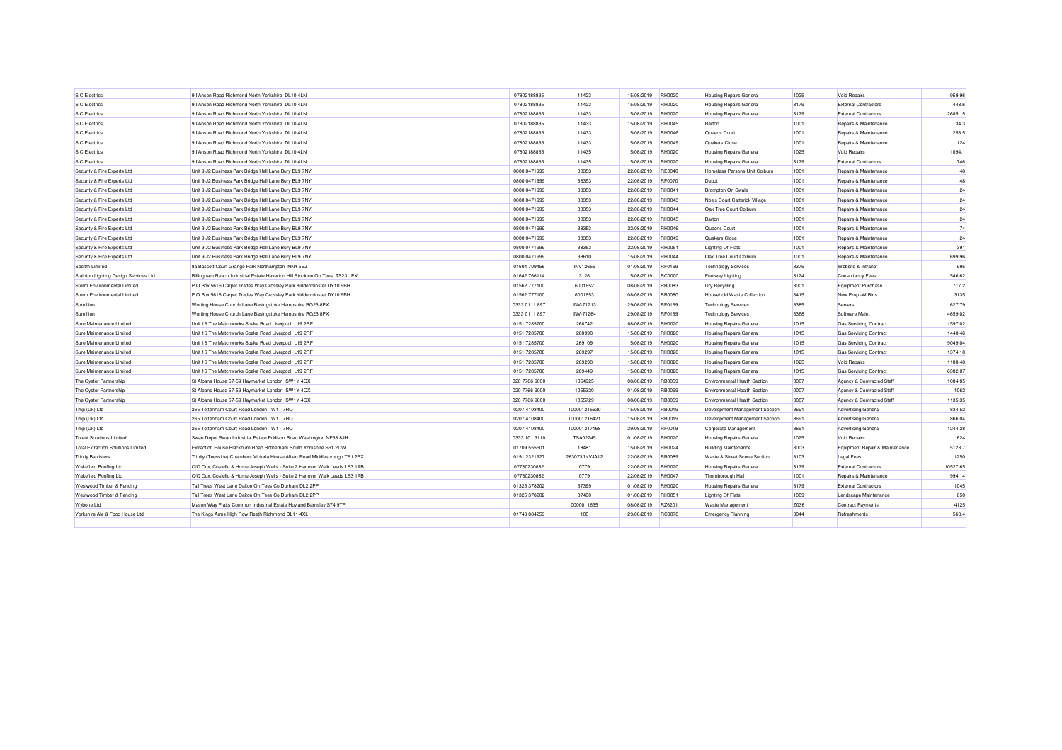| | | | | | | | | | | |
|---|---|---|---|---|---|---|---|---|---|---|
| S C Electrics | 9 I'Anson Road Richmond North Yorkshire DL10 4LN | 07802188835 | 11423 | 15/08/2019 | RH0020 | Housing Repairs General | 1025 | Void Repairs | 959.96 |
| S C Electrics | 9 I'Anson Road Richmond North Yorkshire DL10 4LN | 07802188835 | 11423 | 15/08/2019 | RH0020 | Housing Repairs General | 3179 | External Contractors | 448.6 |
| S C Electrics | 9 I'Anson Road Richmond North Yorkshire DL10 4LN | 07802188835 | 11433 | 15/08/2019 | RH0020 | Housing Repairs General | 3179 | External Contractors | 2685.15 |
| S C Electrics | 9 I'Anson Road Richmond North Yorkshire DL10 4LN | 07802188835 | 11433 | 15/08/2019 | RH0045 | Barton | 1001 | Repairs & Maintenance | 34.3 |
| S C Electrics | 9 I'Anson Road Richmond North Yorkshire DL10 4LN | 07802188835 | 11433 | 15/08/2019 | RH0046 | Queens Court | 1001 | Repairs & Maintenance | 253.5 |
| S C Electrics | 9 I'Anson Road Richmond North Yorkshire DL10 4LN | 07802188835 | 11433 | 15/08/2019 | RH0049 | Quakers Close | 1001 | Repairs & Maintenance | 124 |
| S C Electrics | 9 I'Anson Road Richmond North Yorkshire DL10 4LN | 07802188835 | 11435 | 15/08/2019 | RH0020 | Housing Repairs General | 1025 | Void Repairs | 1094.1 |
| S C Electrics | 9 I'Anson Road Richmond North Yorkshire DL10 4LN | 07802188835 | 11435 | 15/08/2019 | RH0020 | Housing Repairs General | 3179 | External Contractors | 746 |
| Security & Fire Experts Ltd | Unit 9 J2 Business Park Bridge Hall Lane Bury BL9 7NY | 0800 0471999 | 38353 | 22/08/2019 | RE0040 | Homeless Persons Unit Colburn | 1001 | Repairs & Maintenance | 48 |
| Security & Fire Experts Ltd | Unit 9 J2 Business Park Bridge Hall Lane Bury BL9 7NY | 0800 0471999 | 38353 | 22/08/2019 | RF0070 | Depot | 1001 | Repairs & Maintenance | 48 |
| Security & Fire Experts Ltd | Unit 9 J2 Business Park Bridge Hall Lane Bury BL9 7NY | 0800 0471999 | 38353 | 22/08/2019 | RH0041 | Brompton On Swale | 1001 | Repairs & Maintenance | 24 |
| Security & Fire Experts Ltd | Unit 9 J2 Business Park Bridge Hall Lane Bury BL9 7NY | 0800 0471999 | 38353 | 22/08/2019 | RH0043 | Noels Court Catterick Village | 1001 | Repairs & Maintenance | 24 |
| Security & Fire Experts Ltd | Unit 9 J2 Business Park Bridge Hall Lane Bury BL9 7NY | 0800 0471999 | 38353 | 22/08/2019 | RH0044 | Oak Tree Court Colburn | 1001 | Repairs & Maintenance | 24 |
| Security & Fire Experts Ltd | Unit 9 J2 Business Park Bridge Hall Lane Bury BL9 7NY | 0800 0471999 | 38353 | 22/08/2019 | RH0045 | Barton | 1001 | Repairs & Maintenance | 24 |
| Security & Fire Experts Ltd | Unit 9 J2 Business Park Bridge Hall Lane Bury BL9 7NY | 0800 0471999 | 38353 | 22/08/2019 | RH0046 | Queens Court | 1001 | Repairs & Maintenance | 74 |
| Security & Fire Experts Ltd | Unit 9 J2 Business Park Bridge Hall Lane Bury BL9 7NY | 0800 0471999 | 38353 | 22/08/2019 | RH0049 | Quakers Close | 1001 | Repairs & Maintenance | 24 |
| Security & Fire Experts Ltd | Unit 9 J2 Business Park Bridge Hall Lane Bury BL9 7NY | 0800 0471999 | 38353 | 22/08/2019 | RH0051 | Lighting Of Flats | 1001 | Repairs & Maintenance | 391 |
| Security & Fire Experts Ltd | Unit 9 J2 Business Park Bridge Hall Lane Bury BL9 7NY | 0800 0471999 | 38610 | 15/08/2019 | RH0044 | Oak Tree Court Colburn | 1001 | Repairs & Maintenance | 699.96 |
| Socitm Limited | 8a Bassett Court Grange Park Northampton NN4 5EZ | 01604 709456 | INV12655 | 01/08/2019 | RF0169 | Technology Services | 3375 | Website & Intranet | 995 |
| Stainton Lighting Design Services Ltd | Billingham Reach Industrial Estate Haverton Hill Stockton On Tees TS23 1PX | 01642 766114 | 3126 | 15/08/2019 | RC0000 | Footway Lighting | 3124 | Consultancy Fees | 546.62 |
| Storm Environmental Limited | P O Box 5616 Carpet Trades Way Crossley Park Kidderminster DY10 9BH | 01562 777100 | 6001652 | 08/08/2019 | RB0083 | Dry Recycling | 3001 | Equipment Purchase | 717.2 |
| Storm Environmental Limited | P O Box 5616 Carpet Trades Way Crossley Park Kidderminster DY10 9BH | 01562 777100 | 6001653 | 08/08/2019 | RB0080 | Household Waste Collection | 8415 | New Prop -W Bins | 3135 |
| Sumillion | Worting House Church Lane Basingstoke Hampshire RG23 8PX | 0333 0111 897 | INV-71213 | 29/08/2019 | RF0169 | Technology Services | 3385 | Servers | 627.79 |
| Sumillion | Worting House Church Lane Basingstoke Hampshire RG23 8PX | 0333 0111 897 | INV-71264 | 29/08/2019 | RF0169 | Technology Services | 3368 | Software Maint | 4659.02 |
| Sure Maintenance Limited | Unit 16 The Matchworks Speke Road Liverpool L19 2RF | 0151 7285700 | 268742 | 08/08/2019 | RH0020 | Housing Repairs General | 1015 | Gas Servicing Contract | 1597.02 |
| Sure Maintenance Limited | Unit 16 The Matchworks Speke Road Liverpool L19 2RF | 0151 7285700 | 268998 | 15/08/2019 | RH0020 | Housing Repairs General | 1015 | Gas Servicing Contract | 1448.46 |
| Sure Maintenance Limited | Unit 16 The Matchworks Speke Road Liverpool L19 2RF | 0151 7285700 | 269109 | 15/08/2019 | RH0020 | Housing Repairs General | 1015 | Gas Servicing Contract | 9049.04 |
| Sure Maintenance Limited | Unit 16 The Matchworks Speke Road Liverpool L19 2RF | 0151 7285700 | 269297 | 15/08/2019 | RH0020 | Housing Repairs General | 1015 | Gas Servicing Contract | 1374.18 |
| Sure Maintenance Limited | Unit 16 The Matchworks Speke Road Liverpool L19 2RF | 0151 7285700 | 269298 | 15/08/2019 | RH0020 | Housing Repairs General | 1025 | Void Repairs | 1188.48 |
| Sure Maintenance Limited | Unit 16 The Matchworks Speke Road Liverpool L19 2RF | 0151 7285700 | 269449 | 15/08/2019 | RH0020 | Housing Repairs General | 1015 | Gas Servicing Contract | 6382.87 |
| The Oyster Partnership | St Albans House 57-59 Haymarket London SW1Y 4QX | 020 7766 9000 | 1054925 | 08/08/2019 | RB0059 | Environmental Health Section | 0007 | Agency & Contracted Staff | 1084.85 |
| The Oyster Partnership | St Albans House 57-59 Haymarket London SW1Y 4QX | 020 7766 9000 | 1055320 | 01/08/2019 | RB0059 | Environmental Health Section | 0007 | Agency & Contracted Staff | 1062 |
| The Oyster Partnership | St Albans House 57-59 Haymarket London SW1Y 4QX | 020 7766 9000 | 1055729 | 08/08/2019 | RB0059 | Environmental Health Section | 0007 | Agency & Contracted Staff | 1135.35 |
| Tmp (Uk) Ltd | 265 Tottenham Court Road London W1T 7RQ | 0207 4106400 | 100001215630 | 15/08/2019 | RB0019 | Development Management Section | 3691 | Advertising General | 834.52 |
| Tmp (Uk) Ltd | 265 Tottenham Court Road London W1T 7RQ | 0207 4106400 | 100001216421 | 15/08/2019 | RB0019 | Development Management Section | 3691 | Advertising General | 866.04 |
| Tmp (Uk) Ltd | 265 Tottenham Court Road London W1T 7RQ | 0207 4106400 | 100001217168 | 29/08/2019 | RF0019 | Corporate Management | 3691 | Advertising General | 1244.28 |
| Tolent Solutions Limited | Swan Depot Swan Industrial Estate Eddison Road Washington NE38 8JH | 0333 101 3110 | TSA02245 | 01/08/2019 | RH0020 | Housing Repairs General | 1025 | Void Repairs | 624 |
| Total Extraction Solutions Limited | Extraction House Blackburn Road Rotherham South Yorkshire S61 2DW | 01709 555501 | 18481 | 15/08/2019 | RH0024 | Building Maintenance | 3003 | Equipment Repair & Maintenance | 5123.7 |
| Trinity Barristers | Trinity (Teesside) Chambers Victoria House Albert Road Middlesbrough TS1 2PX | 0191 2321927 | 263073/INVJA12 | 22/08/2019 | RB0089 | Waste & Street Scene Section | 3103 | Legal Fees | 1250 |
| Wakefield Roofing Ltd | C/O Cox, Costello & Horne Joseph Wells - Suite 2 Hanover Walk Leeds LS3 1AB | 07730230882 | 0779 | 22/08/2019 | RH0020 | Housing Repairs General | 3179 | External Contractors | 10527.65 |
| Wakefield Roofing Ltd | C/O Cox, Costello & Horne Joseph Wells - Suite 2 Hanover Walk Leeds LS3 1AB | 07730230882 | 0779 | 22/08/2019 | RH0047 | Thornborough Hall | 1001 | Repairs & Maintenance | 994.14 |
| Westwood Timber & Fencing | Tall Trees West Lane Dalton On Tees Co Durham DL2 2PP | 01325 378202 | 37399 | 01/08/2019 | RH0020 | Housing Repairs General | 3179 | External Contractors | 1045 |
| Westwood Timber & Fencing | Tall Trees West Lane Dalton On Tees Co Durham DL2 2PP | 01325 378202 | 37400 | 01/08/2019 | RH0051 | Lighting Of Flats | 1009 | Landscape Maintenance | 650 |
| Wybone Ltd | Mason Way Platts Common Industrial Estate Hoyland Barnsley S74 9TF | | 0000011635 | 08/08/2019 | RZ6201 | Waste Management | Z036 | Contract Payments | 4125 |
| Yorkshire Ale & Food House Ltd | The Kings Arms High Row Reeth Richmond DL11 4XL | 01748 884259 | 100 | 29/08/2019 | RC0070 | Emergency Planning | 3044 | Refreshments | 563.4 |